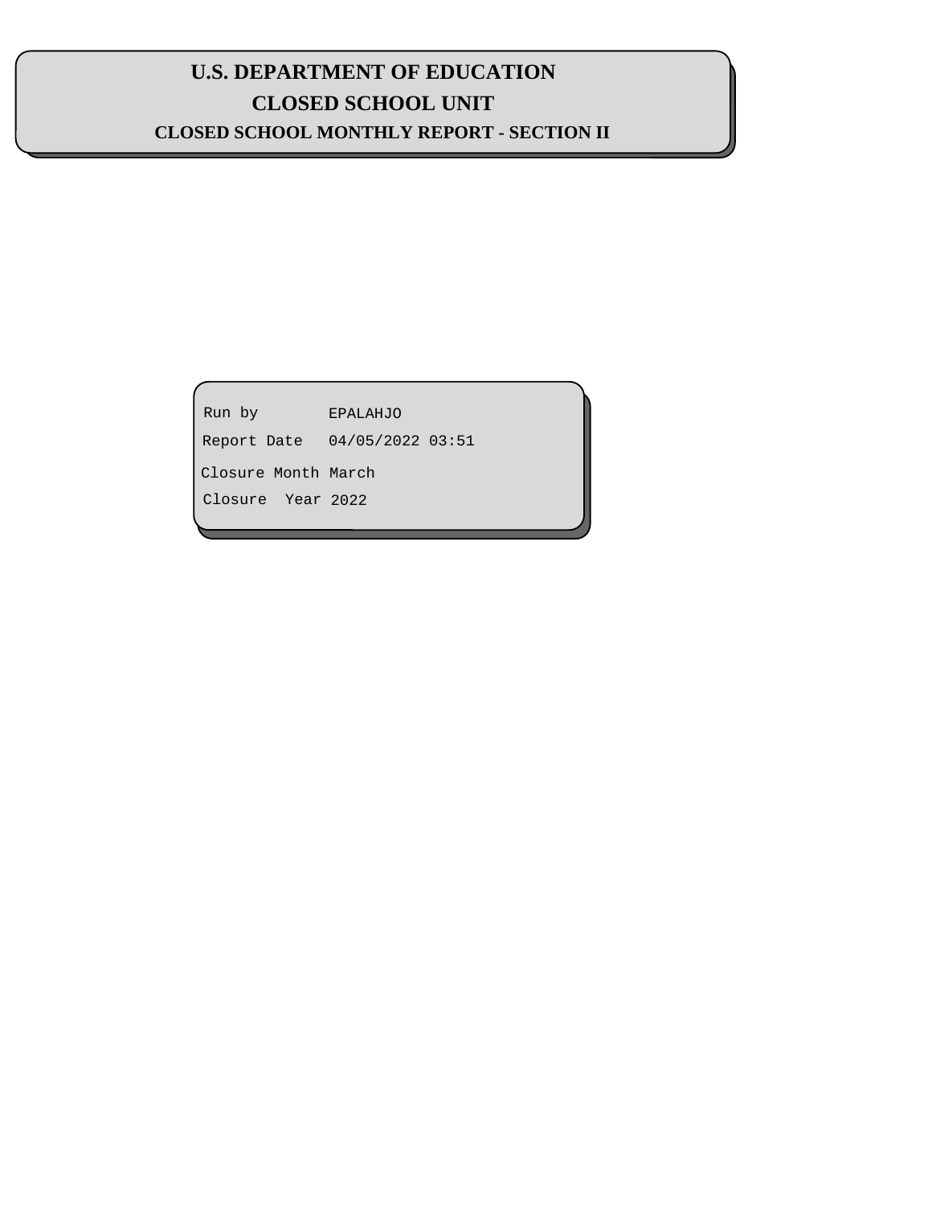# U.S. DEPARTMENT OF EDUCATION

## CLOSED SCHOOL UNIT

### CLOSED SCHOOL MONTHLY REPORT - SECTION II

| | |
|---|---|
| Run by | EPALAHJO |
| Report Date | 04/05/2022 03:51 |
| Closure Month | March |
| Closure Year | 2022 |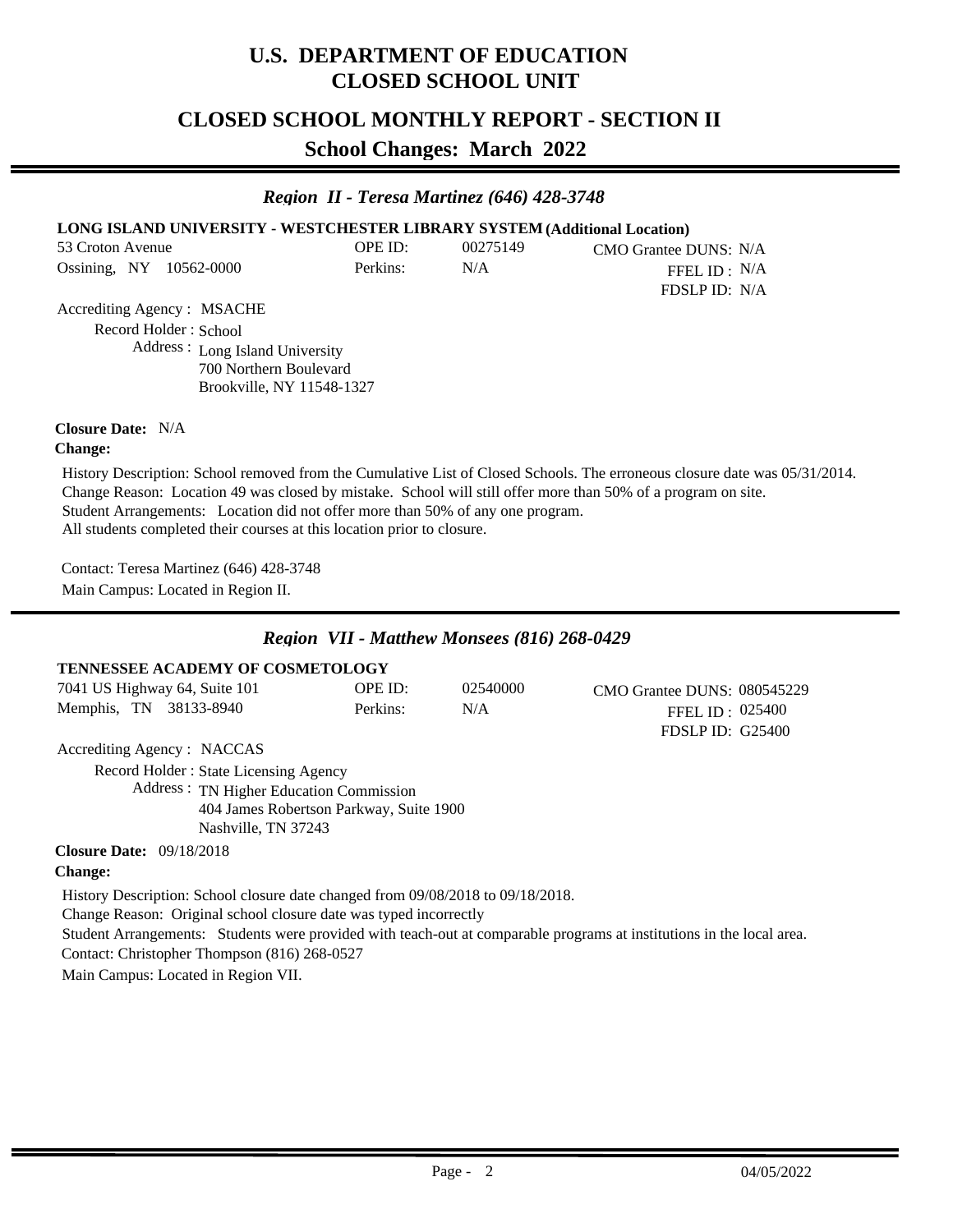# U.S. DEPARTMENT OF EDUCATION
# CLOSED SCHOOL UNIT

## CLOSED SCHOOL MONTHLY REPORT - SECTION II

## School Changes: March 2022

### *Region II - Teresa Martinez (646) 428-3748*

**LONG ISLAND UNIVERSITY - WESTCHESTER LIBRARY SYSTEM (Additional Location)**

53 Croton Avenue
Ossining, NY 10562-0000

OPE ID: 00275149
Perkins: N/A

CMO Grantee DUNS: N/A
FFEL ID : N/A
FDSLP ID: N/A

Accrediting Agency : MSACHE

Record Holder : School

Address : Long Island University
700 Northern Boulevard
Brookville, NY 11548-1327

**Closure Date:** N/A

**Change:**

History Description: School removed from the Cumulative List of Closed Schools. The erroneous closure date was 05/31/2014.
Change Reason: Location 49 was closed by mistake. School will still offer more than 50% of a program on site.
Student Arrangements: Location did not offer more than 50% of any one program.
All students completed their courses at this location prior to closure.

Contact: Teresa Martinez (646) 428-3748
Main Campus: Located in Region II.

### *Region VII - Matthew Monsees (816) 268-0429*

**TENNESSEE ACADEMY OF COSMETOLOGY**

7041 US Highway 64, Suite 101
Memphis, TN 38133-8940

OPE ID: 02540000
Perkins: N/A

CMO Grantee DUNS: 080545229
FFEL ID : 025400
FDSLP ID: G25400

Accrediting Agency : NACCAS

Record Holder : State Licensing Agency

Address : TN Higher Education Commission
404 James Robertson Parkway, Suite 1900
Nashville, TN 37243

**Closure Date:** 09/18/2018

**Change:**

History Description: School closure date changed from 09/08/2018 to 09/18/2018.
Change Reason: Original school closure date was typed incorrectly
Student Arrangements: Students were provided with teach-out at comparable programs at institutions in the local area.
Contact: Christopher Thompson (816) 268-0527
Main Campus: Located in Region VII.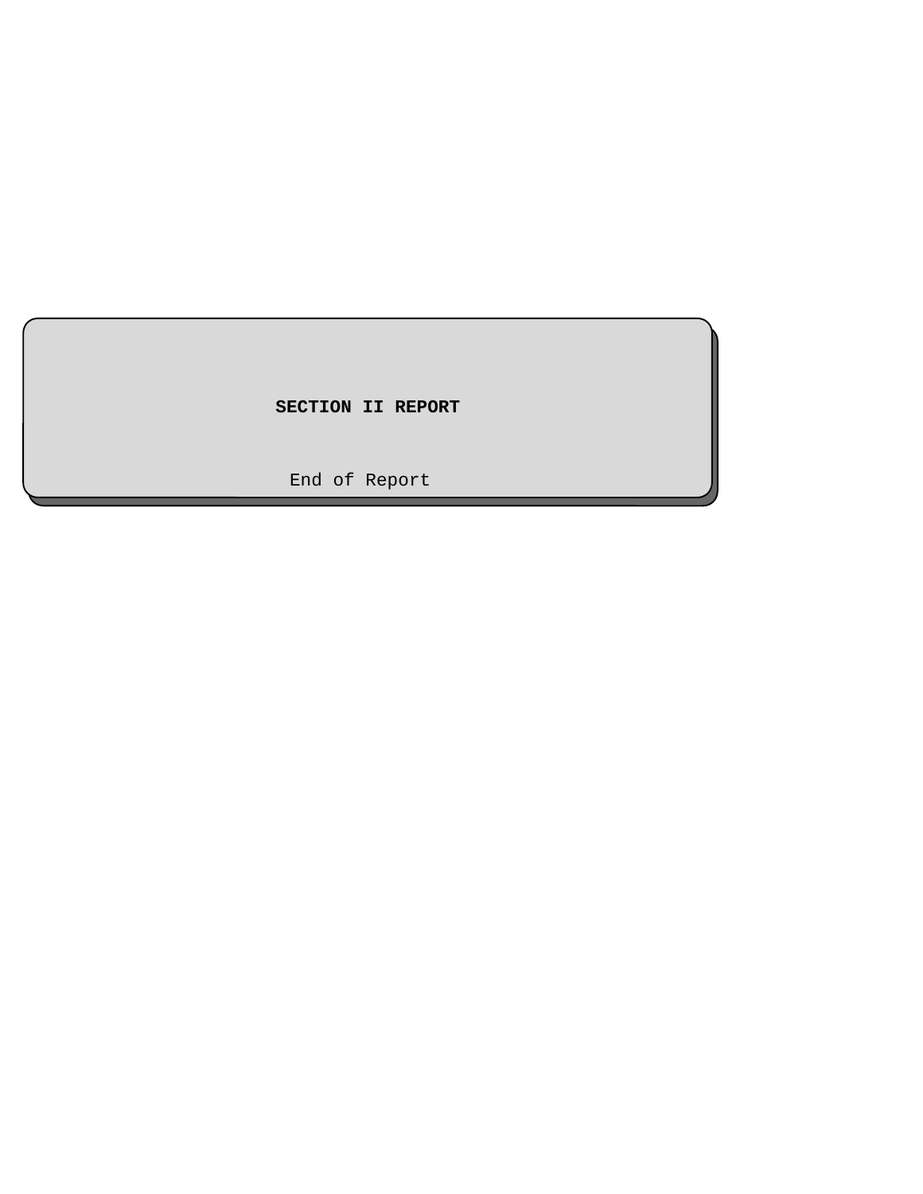**SECTION II REPORT**

End of Report